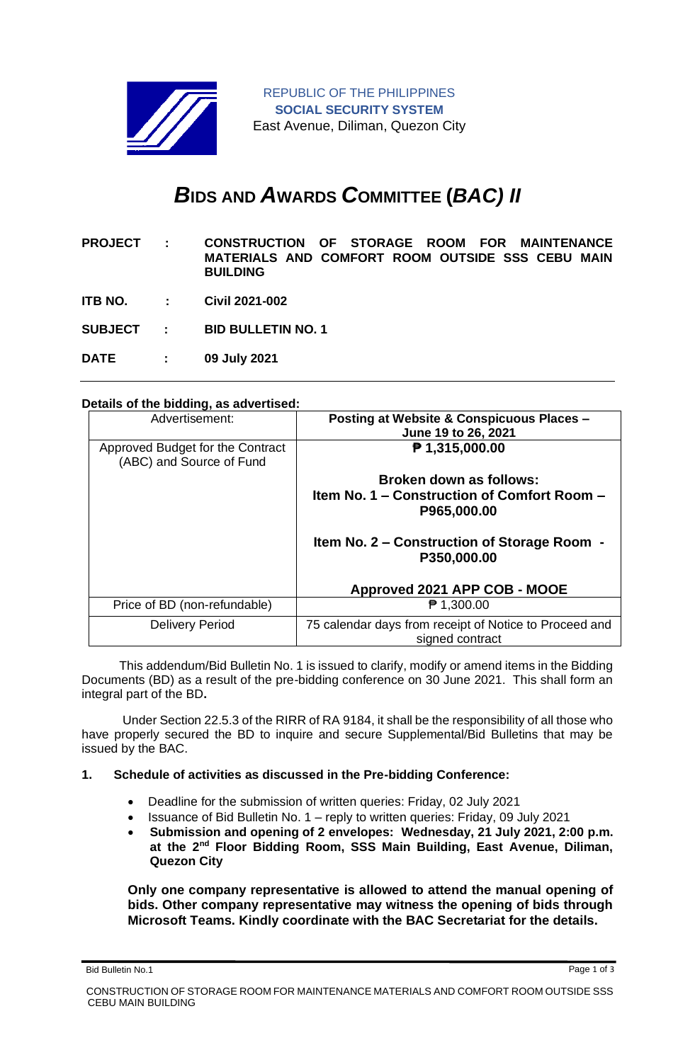REPUBLIC OF THE PHILIPPINES
**SOCIAL SECURITY SYSTEM**
East Avenue, Diliman, Quezon City

# *B*IDS AND *A*WARDS *C*OMMITTEE (*BAC) II*

**PROJECT : CONSTRUCTION OF STORAGE ROOM FOR MAINTENANCE MATERIALS AND COMFORT ROOM OUTSIDE SSS CEBU MAIN BUILDING**

**ITB NO. : Civil 2021-002**

**SUBJECT : BID BULLETIN NO. 1**

**DATE : 09 July 2021**

---

**Details of the bidding, as advertised:**

| Advertisement: | **Posting at Website & Conspicuous Places – June 19 to 26, 2021** |
|---|---|
| Approved Budget for the Contract (ABC) and Source of Fund | **₱ 1,315,000.00**<br><br>**Broken down as follows:**<br>**Item No. 1 – Construction of Comfort Room – P965,000.00**<br><br>**Item No. 2 – Construction of Storage Room - P350,000.00**<br><br>**Approved 2021 APP COB - MOOE** |
| Price of BD (non-refundable) | ₱ 1,300.00 |
| Delivery Period | 75 calendar days from receipt of Notice to Proceed and signed contract |

This addendum/Bid Bulletin No. 1 is issued to clarify, modify or amend items in the Bidding Documents (BD) as a result of the pre-bidding conference on 30 June 2021. This shall form an integral part of the BD**.**

Under Section 22.5.3 of the RIRR of RA 9184, it shall be the responsibility of all those who have properly secured the BD to inquire and secure Supplemental/Bid Bulletins that may be issued by the BAC.

**1. Schedule of activities as discussed in the Pre-bidding Conference:**

- Deadline for the submission of written queries: Friday, 02 July 2021
- Issuance of Bid Bulletin No. 1 – reply to written queries: Friday, 09 July 2021
- **Submission and opening of 2 envelopes: Wednesday, 21 July 2021, 2:00 p.m. at the 2nd Floor Bidding Room, SSS Main Building, East Avenue, Diliman, Quezon City**

**Only one company representative is allowed to attend the manual opening of bids. Other company representative may witness the opening of bids through Microsoft Teams. Kindly coordinate with the BAC Secretariat for the details.**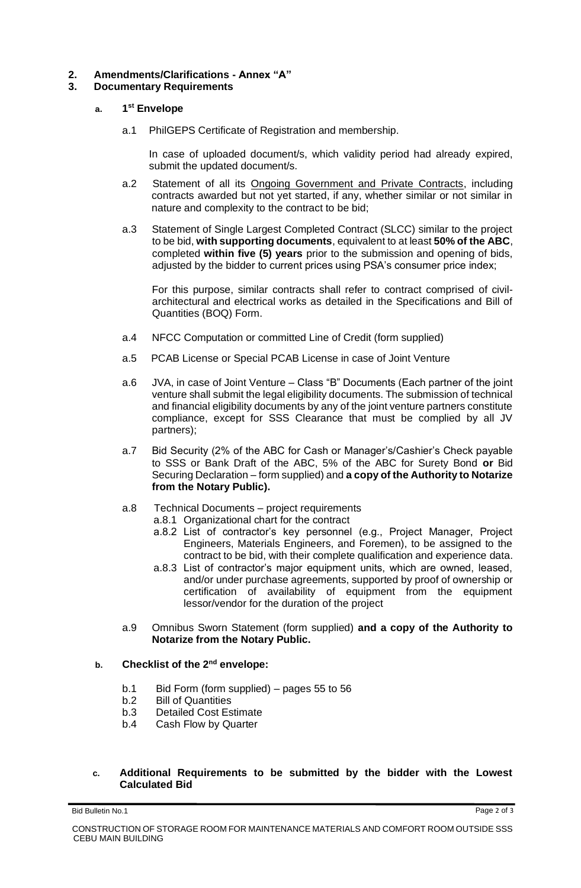**2. Amendments/Clarifications - Annex "A"**

**3. Documentary Requirements**

**a. 1st Envelope**

a.1 PhilGEPS Certificate of Registration and membership.

In case of uploaded document/s, which validity period had already expired, submit the updated document/s.

a.2 Statement of all its Ongoing Government and Private Contracts, including contracts awarded but not yet started, if any, whether similar or not similar in nature and complexity to the contract to be bid;

a.3 Statement of Single Largest Completed Contract (SLCC) similar to the project to be bid, **with supporting documents**, equivalent to at least **50% of the ABC**, completed **within five (5) years** prior to the submission and opening of bids, adjusted by the bidder to current prices using PSA's consumer price index;

For this purpose, similar contracts shall refer to contract comprised of civil-architectural and electrical works as detailed in the Specifications and Bill of Quantities (BOQ) Form.

a.4 NFCC Computation or committed Line of Credit (form supplied)

a.5 PCAB License or Special PCAB License in case of Joint Venture

a.6 JVA, in case of Joint Venture – Class "B" Documents (Each partner of the joint venture shall submit the legal eligibility documents. The submission of technical and financial eligibility documents by any of the joint venture partners constitute compliance, except for SSS Clearance that must be complied by all JV partners);

a.7 Bid Security (2% of the ABC for Cash or Manager's/Cashier's Check payable to SSS or Bank Draft of the ABC, 5% of the ABC for Surety Bond **or** Bid Securing Declaration – form supplied) and **a copy of the Authority to Notarize from the Notary Public).**

a.8 Technical Documents – project requirements

- a.8.1 Organizational chart for the contract
- a.8.2 List of contractor's key personnel (e.g., Project Manager, Project Engineers, Materials Engineers, and Foremen), to be assigned to the contract to be bid, with their complete qualification and experience data.
- a.8.3 List of contractor's major equipment units, which are owned, leased, and/or under purchase agreements, supported by proof of ownership or certification of availability of equipment from the equipment lessor/vendor for the duration of the project

a.9 Omnibus Sworn Statement (form supplied) **and a copy of the Authority to Notarize from the Notary Public.**

**b. Checklist of the 2nd envelope:**

- b.1 Bid Form (form supplied) – pages 55 to 56
- b.2 Bill of Quantities
- b.3 Detailed Cost Estimate
- b.4 Cash Flow by Quarter

**c. Additional Requirements to be submitted by the bidder with the Lowest Calculated Bid**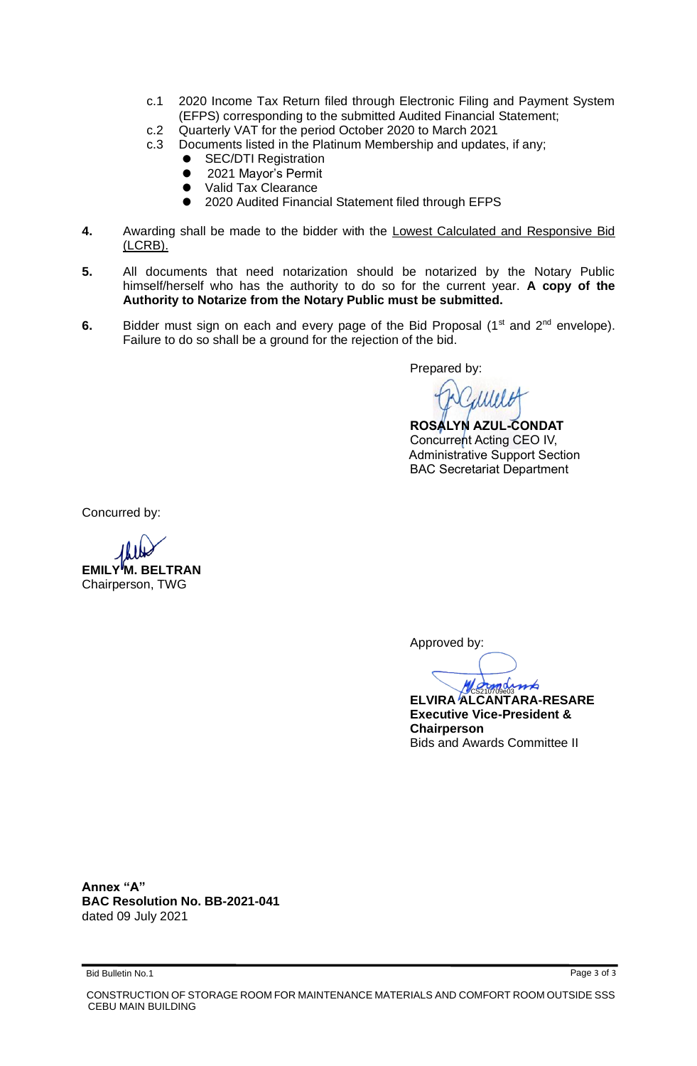c.1 2020 Income Tax Return filed through Electronic Filing and Payment System (EFPS) corresponding to the submitted Audited Financial Statement;

c.2 Quarterly VAT for the period October 2020 to March 2021

c.3 Documents listed in the Platinum Membership and updates, if any;

- SEC/DTI Registration
- 2021 Mayor's Permit
- Valid Tax Clearance
- 2020 Audited Financial Statement filed through EFPS

**4.** Awarding shall be made to the bidder with the Lowest Calculated and Responsive Bid (LCRB).

**5.** All documents that need notarization should be notarized by the Notary Public himself/herself who has the authority to do so for the current year. **A copy of the Authority to Notarize from the Notary Public must be submitted.**

**6.** Bidder must sign on each and every page of the Bid Proposal (1st and 2nd envelope). Failure to do so shall be a ground for the rejection of the bid.

Prepared by:

**ROSALYN AZUL-CONDAT**
Concurrent Acting CEO IV,
Administrative Support Section
BAC Secretariat Department

Concurred by:

**EMILY M. BELTRAN**
Chairperson, TWG

Approved by:

CS210709e03

**ELVIRA ALCANTARA-RESARE**
**Executive Vice-President &**
**Chairperson**
Bids and Awards Committee II

**Annex "A"**
**BAC Resolution No. BB-2021-041**
dated 09 July 2021

Bid Bulletin No.1

CONSTRUCTION OF STORAGE ROOM FOR MAINTENANCE MATERIALS AND COMFORT ROOM OUTSIDE SSS CEBU MAIN BUILDING